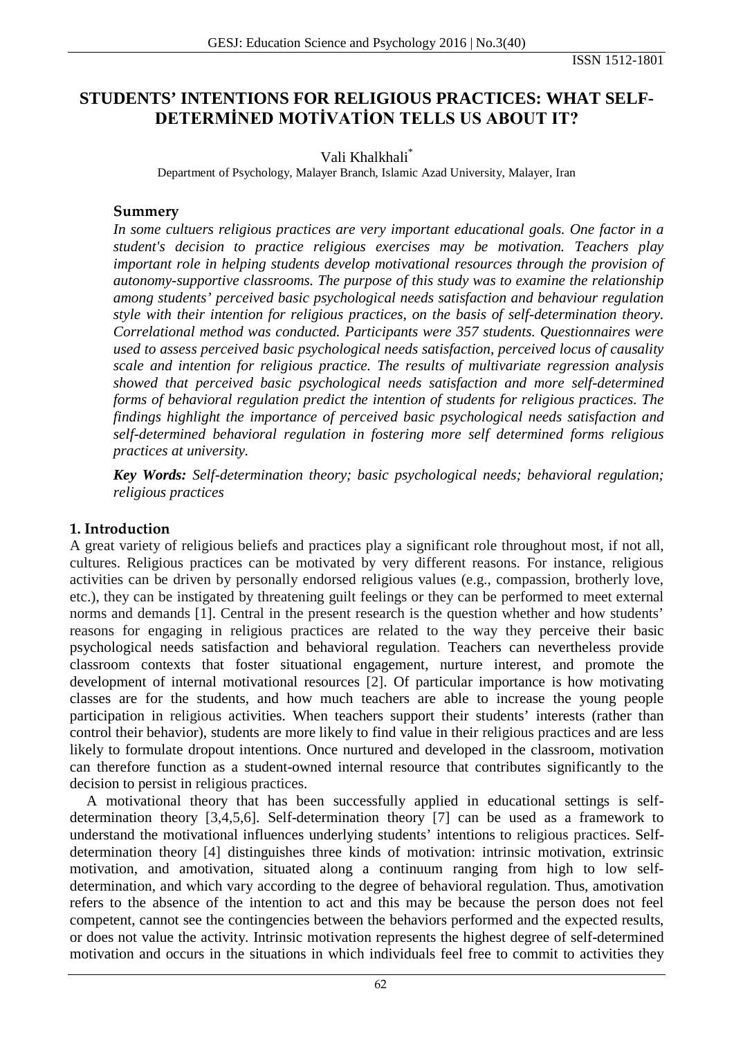ISSN 1512-1801

# STUDENTS' INTENTIONS FOR RELIGIOUS PRACTICES: WHAT SELF-DETERMİNED MOTİVATİON TELLS US ABOUT IT?

Vali Khalkhali*

Department of Psychology, Malayer Branch, Islamic Azad University, Malayer, Iran

### Summery

*In some cultuers religious practices are very important educational goals. One factor in a student's decision to practice religious exercises may be motivation. Teachers play important role in helping students develop motivational resources through the provision of autonomy-supportive classrooms. The purpose of this study was to examine the relationship among students' perceived basic psychological needs satisfaction and behaviour regulation style with their intention for religious practices, on the basis of self-determination theory. Correlational method was conducted. Participants were 357 students. Questionnaires were used to assess perceived basic psychological needs satisfaction, perceived locus of causality scale and intention for religious practice. The results of multivariate regression analysis showed that perceived basic psychological needs satisfaction and more self-determined forms of behavioral regulation predict the intention of students for religious practices. The findings highlight the importance of perceived basic psychological needs satisfaction and self-determined behavioral regulation in fostering more self determined forms religious practices at university.*

***Key Words:*** *Self-determination theory; basic psychological needs; behavioral regulation; religious practices*

## 1. Introduction

A great variety of religious beliefs and practices play a significant role throughout most, if not all, cultures. Religious practices can be motivated by very different reasons. For instance, religious activities can be driven by personally endorsed religious values (e.g., compassion, brotherly love, etc.), they can be instigated by threatening guilt feelings or they can be performed to meet external norms and demands [1]. Central in the present research is the question whether and how students' reasons for engaging in religious practices are related to the way they perceive their basic psychological needs satisfaction and behavioral regulation. Teachers can nevertheless provide classroom contexts that foster situational engagement, nurture interest, and promote the development of internal motivational resources [2]. Of particular importance is how motivating classes are for the students, and how much teachers are able to increase the young people participation in religious activities. When teachers support their students' interests (rather than control their behavior), students are more likely to find value in their religious practices and are less likely to formulate dropout intentions. Once nurtured and developed in the classroom, motivation can therefore function as a student-owned internal resource that contributes significantly to the decision to persist in religious practices.

A motivational theory that has been successfully applied in educational settings is self-determination theory [3,4,5,6]. Self-determination theory [7] can be used as a framework to understand the motivational influences underlying students' intentions to religious practices. Self-determination theory [4] distinguishes three kinds of motivation: intrinsic motivation, extrinsic motivation, and amotivation, situated along a continuum ranging from high to low self-determination, and which vary according to the degree of behavioral regulation. Thus, amotivation refers to the absence of the intention to act and this may be because the person does not feel competent, cannot see the contingencies between the behaviors performed and the expected results, or does not value the activity. Intrinsic motivation represents the highest degree of self-determined motivation and occurs in the situations in which individuals feel free to commit to activities they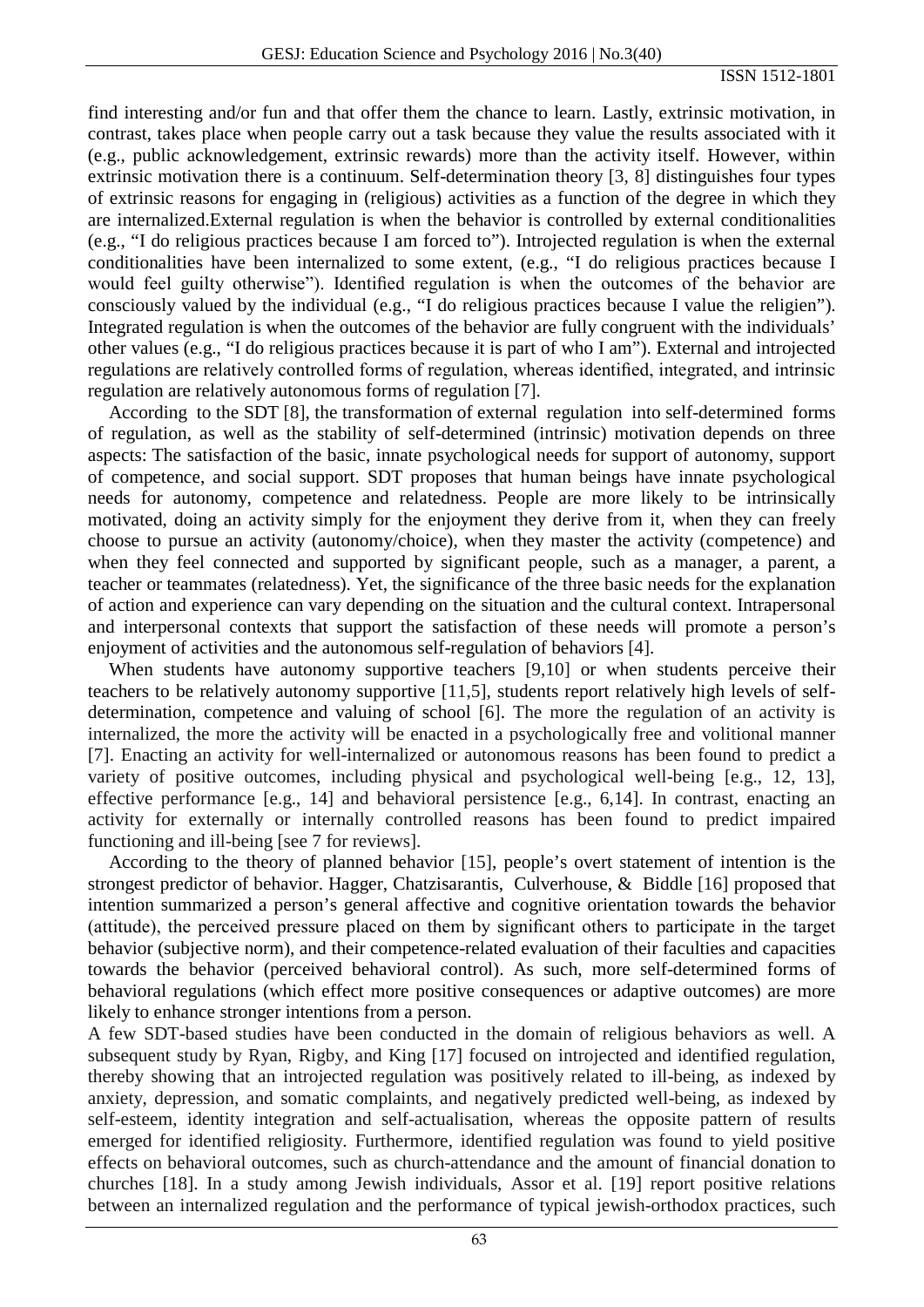find interesting and/or fun and that offer them the chance to learn. Lastly, extrinsic motivation, in contrast, takes place when people carry out a task because they value the results associated with it (e.g., public acknowledgement, extrinsic rewards) more than the activity itself. However, within extrinsic motivation there is a continuum. Self-determination theory [3, 8] distinguishes four types of extrinsic reasons for engaging in (religious) activities as a function of the degree in which they are internalized.External regulation is when the behavior is controlled by external conditionalities (e.g., "I do religious practices because I am forced to"). Introjected regulation is when the external conditionalities have been internalized to some extent, (e.g., "I do religious practices because I would feel guilty otherwise"). Identified regulation is when the outcomes of the behavior are consciously valued by the individual (e.g., "I do religious practices because I value the religien"). Integrated regulation is when the outcomes of the behavior are fully congruent with the individuals' other values (e.g., "I do religious practices because it is part of who I am"). External and introjected regulations are relatively controlled forms of regulation, whereas identified, integrated, and intrinsic regulation are relatively autonomous forms of regulation [7].

According to the SDT [8], the transformation of external regulation into self-determined forms of regulation, as well as the stability of self-determined (intrinsic) motivation depends on three aspects: The satisfaction of the basic, innate psychological needs for support of autonomy, support of competence, and social support. SDT proposes that human beings have innate psychological needs for autonomy, competence and relatedness. People are more likely to be intrinsically motivated, doing an activity simply for the enjoyment they derive from it, when they can freely choose to pursue an activity (autonomy/choice), when they master the activity (competence) and when they feel connected and supported by significant people, such as a manager, a parent, a teacher or teammates (relatedness). Yet, the significance of the three basic needs for the explanation of action and experience can vary depending on the situation and the cultural context. Intrapersonal and interpersonal contexts that support the satisfaction of these needs will promote a person's enjoyment of activities and the autonomous self-regulation of behaviors [4].

When students have autonomy supportive teachers [9,10] or when students perceive their teachers to be relatively autonomy supportive [11,5], students report relatively high levels of self-determination, competence and valuing of school [6]. The more the regulation of an activity is internalized, the more the activity will be enacted in a psychologically free and volitional manner [7]. Enacting an activity for well-internalized or autonomous reasons has been found to predict a variety of positive outcomes, including physical and psychological well-being [e.g., 12, 13], effective performance [e.g., 14] and behavioral persistence [e.g., 6,14]. In contrast, enacting an activity for externally or internally controlled reasons has been found to predict impaired functioning and ill-being [see 7 for reviews].

According to the theory of planned behavior [15], people's overt statement of intention is the strongest predictor of behavior. Hagger, Chatzisarantis, Culverhouse, & Biddle [16] proposed that intention summarized a person's general affective and cognitive orientation towards the behavior (attitude), the perceived pressure placed on them by significant others to participate in the target behavior (subjective norm), and their competence-related evaluation of their faculties and capacities towards the behavior (perceived behavioral control). As such, more self-determined forms of behavioral regulations (which effect more positive consequences or adaptive outcomes) are more likely to enhance stronger intentions from a person.

A few SDT-based studies have been conducted in the domain of religious behaviors as well. A subsequent study by Ryan, Rigby, and King [17] focused on introjected and identified regulation, thereby showing that an introjected regulation was positively related to ill-being, as indexed by anxiety, depression, and somatic complaints, and negatively predicted well-being, as indexed by self-esteem, identity integration and self-actualisation, whereas the opposite pattern of results emerged for identified religiosity. Furthermore, identified regulation was found to yield positive effects on behavioral outcomes, such as church-attendance and the amount of financial donation to churches [18]. In a study among Jewish individuals, Assor et al. [19] report positive relations between an internalized regulation and the performance of typical jewish-orthodox practices, such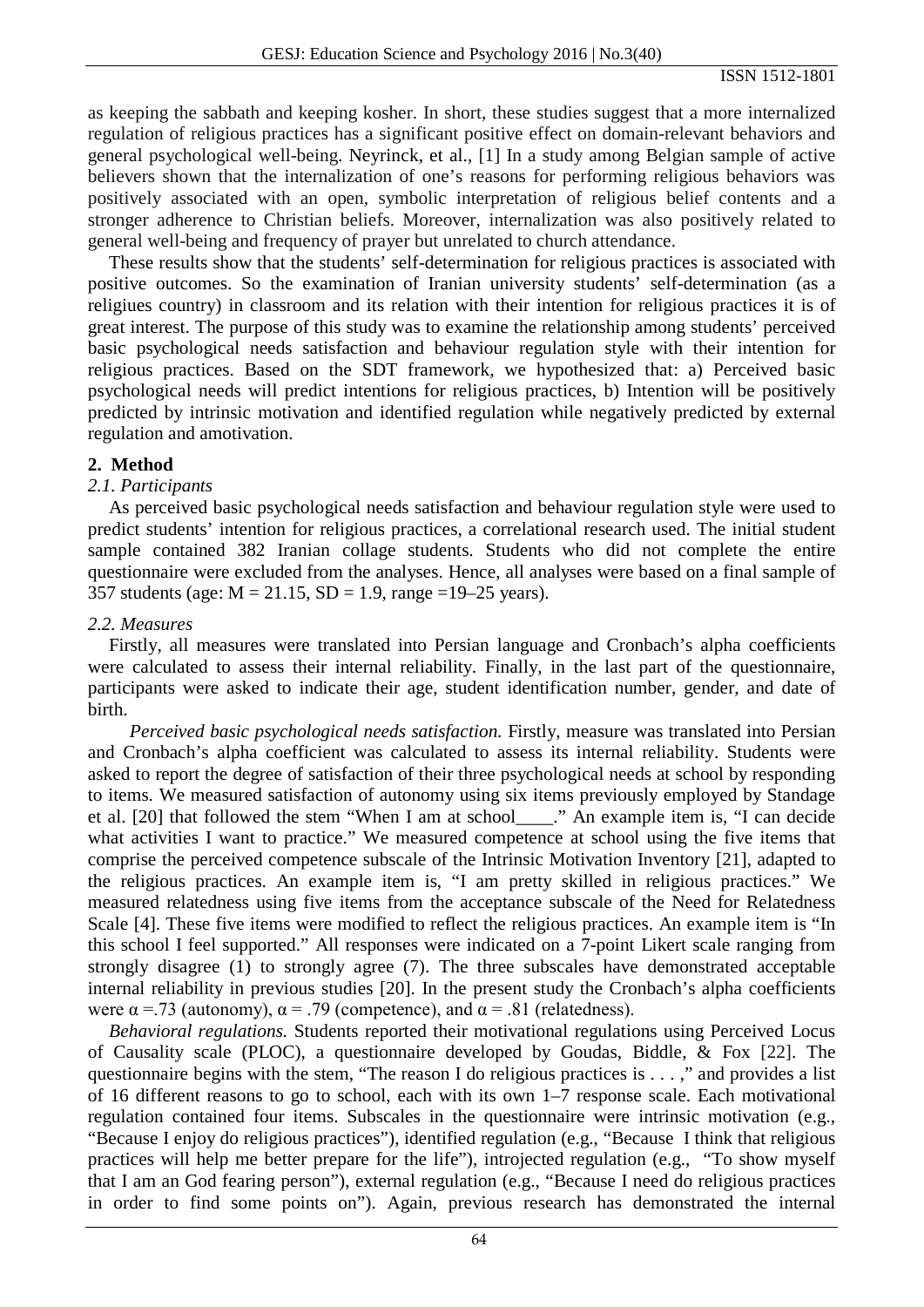as keeping the sabbath and keeping kosher. In short, these studies suggest that a more internalized regulation of religious practices has a significant positive effect on domain-relevant behaviors and general psychological well-being. Neyrinck, et al., [1] In a study among Belgian sample of active believers shown that the internalization of one's reasons for performing religious behaviors was positively associated with an open, symbolic interpretation of religious belief contents and a stronger adherence to Christian beliefs. Moreover, internalization was also positively related to general well-being and frequency of prayer but unrelated to church attendance.

These results show that the students' self-determination for religious practices is associated with positive outcomes. So the examination of Iranian university students' self-determination (as a religiues country) in classroom and its relation with their intention for religious practices it is of great interest. The purpose of this study was to examine the relationship among students' perceived basic psychological needs satisfaction and behaviour regulation style with their intention for religious practices. Based on the SDT framework, we hypothesized that: a) Perceived basic psychological needs will predict intentions for religious practices, b) Intention will be positively predicted by intrinsic motivation and identified regulation while negatively predicted by external regulation and amotivation.

## 2. Method

### *2.1. Participants*

As perceived basic psychological needs satisfaction and behaviour regulation style were used to predict students' intention for religious practices, a correlational research used. The initial student sample contained 382 Iranian collage students. Students who did not complete the entire questionnaire were excluded from the analyses. Hence, all analyses were based on a final sample of 357 students (age: $M = 21.15$, $SD = 1.9$, range =19–25 years).

### *2.2. Measures*

Firstly, all measures were translated into Persian language and Cronbach's alpha coefficients were calculated to assess their internal reliability. Finally, in the last part of the questionnaire, participants were asked to indicate their age, student identification number, gender, and date of birth.

*Perceived basic psychological needs satisfaction.* Firstly, measure was translated into Persian and Cronbach's alpha coefficient was calculated to assess its internal reliability. Students were asked to report the degree of satisfaction of their three psychological needs at school by responding to items. We measured satisfaction of autonomy using six items previously employed by Standage et al. [20] that followed the stem "When I am at school____." An example item is, "I can decide what activities I want to practice." We measured competence at school using the five items that comprise the perceived competence subscale of the Intrinsic Motivation Inventory [21], adapted to the religious practices. An example item is, "I am pretty skilled in religious practices." We measured relatedness using five items from the acceptance subscale of the Need for Relatedness Scale [4]. These five items were modified to reflect the religious practices. An example item is "In this school I feel supported." All responses were indicated on a 7-point Likert scale ranging from strongly disagree (1) to strongly agree (7). The three subscales have demonstrated acceptable internal reliability in previous studies [20]. In the present study the Cronbach's alpha coefficients were $\alpha = .73$ (autonomy), $\alpha = .79$ (competence), and $\alpha = .81$ (relatedness).

*Behavioral regulations.* Students reported their motivational regulations using Perceived Locus of Causality scale (PLOC), a questionnaire developed by Goudas, Biddle, & Fox [22]. The questionnaire begins with the stem, "The reason I do religious practices is . . . ," and provides a list of 16 different reasons to go to school, each with its own 1–7 response scale. Each motivational regulation contained four items. Subscales in the questionnaire were intrinsic motivation (e.g., "Because I enjoy do religious practices"), identified regulation (e.g., "Because I think that religious practices will help me better prepare for the life"), introjected regulation (e.g., "To show myself that I am an God fearing person"), external regulation (e.g., "Because I need do religious practices in order to find some points on"). Again, previous research has demonstrated the internal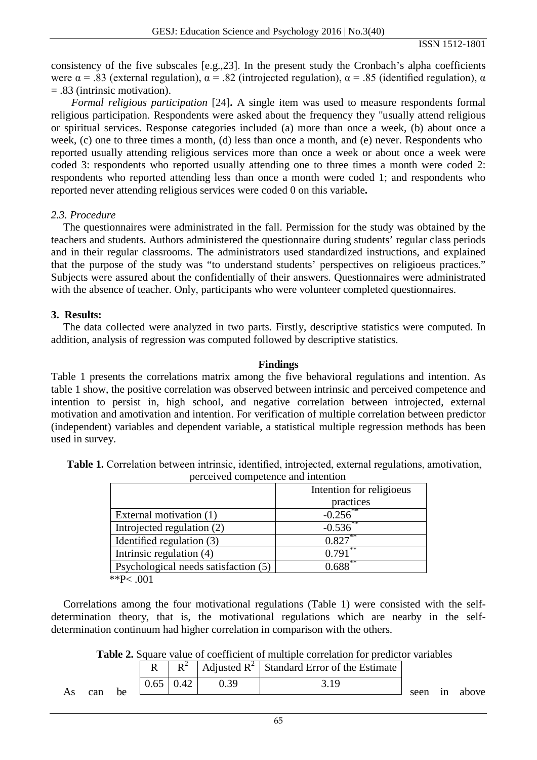consistency of the five subscales [e.g.,23]. In the present study the Cronbach's alpha coefficients were α = .83 (external regulation), α = .82 (introjected regulation), α = .85 (identified regulation), α = .83 (intrinsic motivation).

*Formal religious participation* [24]**.** A single item was used to measure respondents formal religious participation. Respondents were asked about the frequency they "usually attend religious or spiritual services. Response categories included (a) more than once a week, (b) about once a week, (c) one to three times a month, (d) less than once a month, and (e) never. Respondents who reported usually attending religious services more than once a week or about once a week were coded 3: respondents who reported usually attending one to three times a month were coded 2: respondents who reported attending less than once a month were coded 1; and respondents who reported never attending religious services were coded 0 on this variable**.**

*2.3. Procedure*

The questionnaires were administrated in the fall. Permission for the study was obtained by the teachers and students. Authors administered the questionnaire during students' regular class periods and in their regular classrooms. The administrators used standardized instructions, and explained that the purpose of the study was "to understand students' perspectives on religioeus practices." Subjects were assured about the confidentially of their answers. Questionnaires were administrated with the absence of teacher. Only, participants who were volunteer completed questionnaires.

**3. Results:**

The data collected were analyzed in two parts. Firstly, descriptive statistics were computed. In addition, analysis of regression was computed followed by descriptive statistics.

**Findings**

Table 1 presents the correlations matrix among the five behavioral regulations and intention. As table 1 show, the positive correlation was observed between intrinsic and perceived competence and intention to persist in, high school, and negative correlation between introjected, external motivation and amotivation and intention. For verification of multiple correlation between predictor (independent) variables and dependent variable, a statistical multiple regression methods has been used in survey.

**Table 1.** Correlation between intrinsic, identified, introjected, external regulations, amotivation, perceived competence and intention

| | Intention for religioeus practices |
|---|---|
| External motivation (1) | -0.256** |
| Introjected regulation (2) | -0.536** |
| Identified regulation (3) | 0.827** |
| Intrinsic regulation (4) | 0.791** |
| Psychological needs satisfaction (5) | 0.688** |

**P< .001

Correlations among the four motivational regulations (Table 1) were consisted with the self-determination theory, that is, the motivational regulations which are nearby in the self-determination continuum had higher correlation in comparison with the others.

**Table 2.** Square value of coefficient of multiple correlation for predictor variables

| R | $R^2$ | Adjusted $R^2$ | Standard Error of the Estimate |
|---|---|---|---|
| 0.65 | 0.42 | 0.39 | 3.19 |

As can be seen in above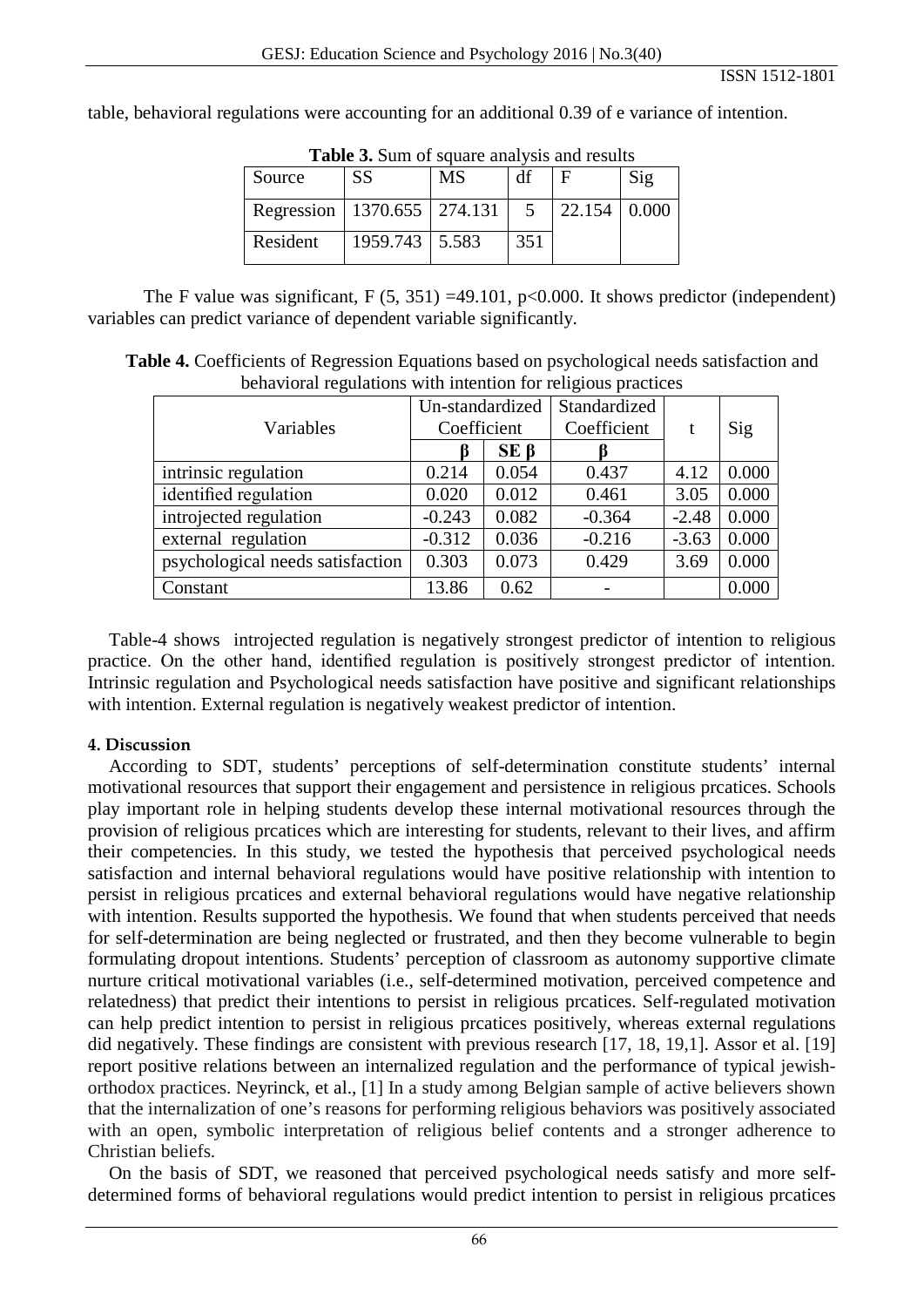table, behavioral regulations were accounting for an additional 0.39 of e variance of intention.

**Table 3.** Sum of square analysis and results

| Source | SS | MS | df | F | Sig |
|---|---|---|---|---|---|
| Regression | 1370.655 | 274.131 | 5 | 22.154 | 0.000 |
| Resident | 1959.743 | 5.583 | 351 | | |

The F value was significant, F (5, 351) =49.101, p<0.000. It shows predictor (independent) variables can predict variance of dependent variable significantly.

**Table 4.** Coefficients of Regression Equations based on psychological needs satisfaction and behavioral regulations with intention for religious practices

| Variables | Un-standardized Coefficient | | Standardized Coefficient | t | Sig |
|---|---|---|---|---|---|
| | **β** | **SE β** | **β** | | |
| intrinsic regulation | 0.214 | 0.054 | 0.437 | 4.12 | 0.000 |
| identified regulation | 0.020 | 0.012 | 0.461 | 3.05 | 0.000 |
| introjected regulation | -0.243 | 0.082 | -0.364 | -2.48 | 0.000 |
| external regulation | -0.312 | 0.036 | -0.216 | -3.63 | 0.000 |
| psychological needs satisfaction | 0.303 | 0.073 | 0.429 | 3.69 | 0.000 |
| Constant | 13.86 | 0.62 | - | | 0.000 |

Table-4 shows introjected regulation is negatively strongest predictor of intention to religious practice. On the other hand, identified regulation is positively strongest predictor of intention. Intrinsic regulation and Psychological needs satisfaction have positive and significant relationships with intention. External regulation is negatively weakest predictor of intention.

#### 4. Discussion

According to SDT, students' perceptions of self-determination constitute students' internal motivational resources that support their engagement and persistence in religious prcatices. Schools play important role in helping students develop these internal motivational resources through the provision of religious prcatices which are interesting for students, relevant to their lives, and affirm their competencies. In this study, we tested the hypothesis that perceived psychological needs satisfaction and internal behavioral regulations would have positive relationship with intention to persist in religious prcatices and external behavioral regulations would have negative relationship with intention. Results supported the hypothesis. We found that when students perceived that needs for self-determination are being neglected or frustrated, and then they become vulnerable to begin formulating dropout intentions. Students' perception of classroom as autonomy supportive climate nurture critical motivational variables (i.e., self-determined motivation, perceived competence and relatedness) that predict their intentions to persist in religious prcatices. Self-regulated motivation can help predict intention to persist in religious prcatices positively, whereas external regulations did negatively. These findings are consistent with previous research [17, 18, 19,1]. Assor et al. [19] report positive relations between an internalized regulation and the performance of typical jewish-orthodox practices. Neyrinck, et al., [1] In a study among Belgian sample of active believers shown that the internalization of one's reasons for performing religious behaviors was positively associated with an open, symbolic interpretation of religious belief contents and a stronger adherence to Christian beliefs.

On the basis of SDT, we reasoned that perceived psychological needs satisfy and more self-determined forms of behavioral regulations would predict intention to persist in religious prcatices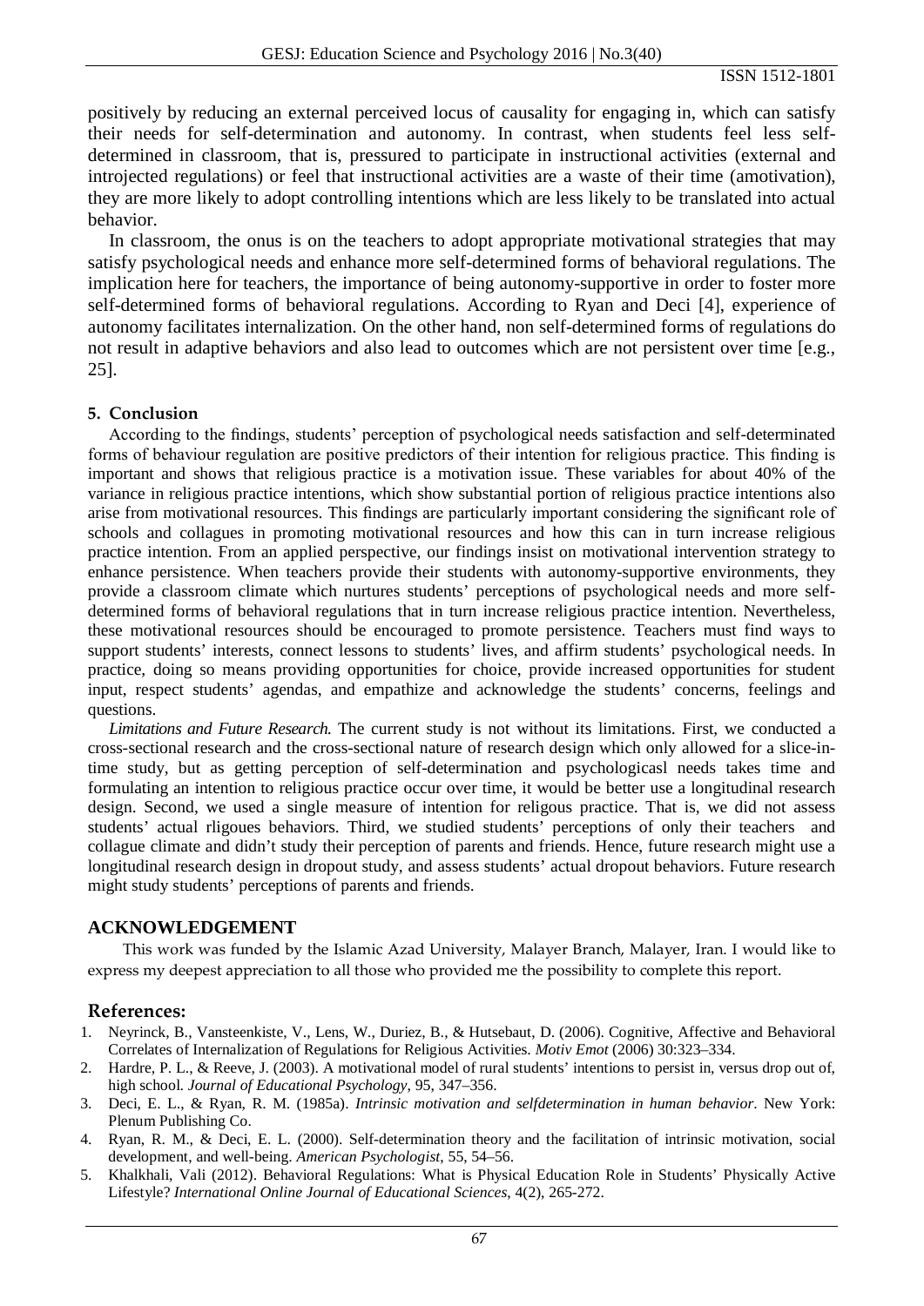positively by reducing an external perceived locus of causality for engaging in, which can satisfy their needs for self-determination and autonomy. In contrast, when students feel less self-determined in classroom, that is, pressured to participate in instructional activities (external and introjected regulations) or feel that instructional activities are a waste of their time (amotivation), they are more likely to adopt controlling intentions which are less likely to be translated into actual behavior.

In classroom, the onus is on the teachers to adopt appropriate motivational strategies that may satisfy psychological needs and enhance more self-determined forms of behavioral regulations. The implication here for teachers, the importance of being autonomy-supportive in order to foster more self-determined forms of behavioral regulations. According to Ryan and Deci [4], experience of autonomy facilitates internalization. On the other hand, non self-determined forms of regulations do not result in adaptive behaviors and also lead to outcomes which are not persistent over time [e.g., 25].

## 5. Conclusion

According to the findings, students' perception of psychological needs satisfaction and self-determinated forms of behaviour regulation are positive predictors of their intention for religious practice. This finding is important and shows that religious practice is a motivation issue. These variables for about 40% of the variance in religious practice intentions, which show substantial portion of religious practice intentions also arise from motivational resources. This findings are particularly important considering the significant role of schools and collagues in promoting motivational resources and how this can in turn increase religious practice intention. From an applied perspective, our findings insist on motivational intervention strategy to enhance persistence. When teachers provide their students with autonomy-supportive environments, they provide a classroom climate which nurtures students' perceptions of psychological needs and more self-determined forms of behavioral regulations that in turn increase religious practice intention. Nevertheless, these motivational resources should be encouraged to promote persistence. Teachers must find ways to support students' interests, connect lessons to students' lives, and affirm students' psychological needs. In practice, doing so means providing opportunities for choice, provide increased opportunities for student input, respect students' agendas, and empathize and acknowledge the students' concerns, feelings and questions.

*Limitations and Future Research.* The current study is not without its limitations. First, we conducted a cross-sectional research and the cross-sectional nature of research design which only allowed for a slice-in-time study, but as getting perception of self-determination and psychologicasl needs takes time and formulating an intention to religious practice occur over time, it would be better use a longitudinal research design. Second, we used a single measure of intention for religous practice. That is, we did not assess students' actual rligoues behaviors. Third, we studied students' perceptions of only their teachers and collague climate and didn't study their perception of parents and friends. Hence, future research might use a longitudinal research design in dropout study, and assess students' actual dropout behaviors. Future research might study students' perceptions of parents and friends.

## ACKNOWLEDGEMENT

This work was funded by the Islamic Azad University, Malayer Branch, Malayer, Iran. I would like to express my deepest appreciation to all those who provided me the possibility to complete this report.

## References:

1. Neyrinck, B., Vansteenkiste, V., Lens, W., Duriez, B., & Hutsebaut, D. (2006). Cognitive, Affective and Behavioral Correlates of Internalization of Regulations for Religious Activities. *Motiv Emot* (2006) 30:323–334.
2. Hardre, P. L., & Reeve, J. (2003). A motivational model of rural students' intentions to persist in, versus drop out of, high school. *Journal of Educational Psychology*, 95, 347–356.
3. Deci, E. L., & Ryan, R. M. (1985a). *Intrinsic motivation and selfdetermination in human behavior*. New York: Plenum Publishing Co.
4. Ryan, R. M., & Deci, E. L. (2000). Self-determination theory and the facilitation of intrinsic motivation, social development, and well-being. *American Psychologist*, 55, 54–56.
5. Khalkhali, Vali (2012). Behavioral Regulations: What is Physical Education Role in Students' Physically Active Lifestyle? *International Online Journal of Educational Sciences*, 4(2), 265-272.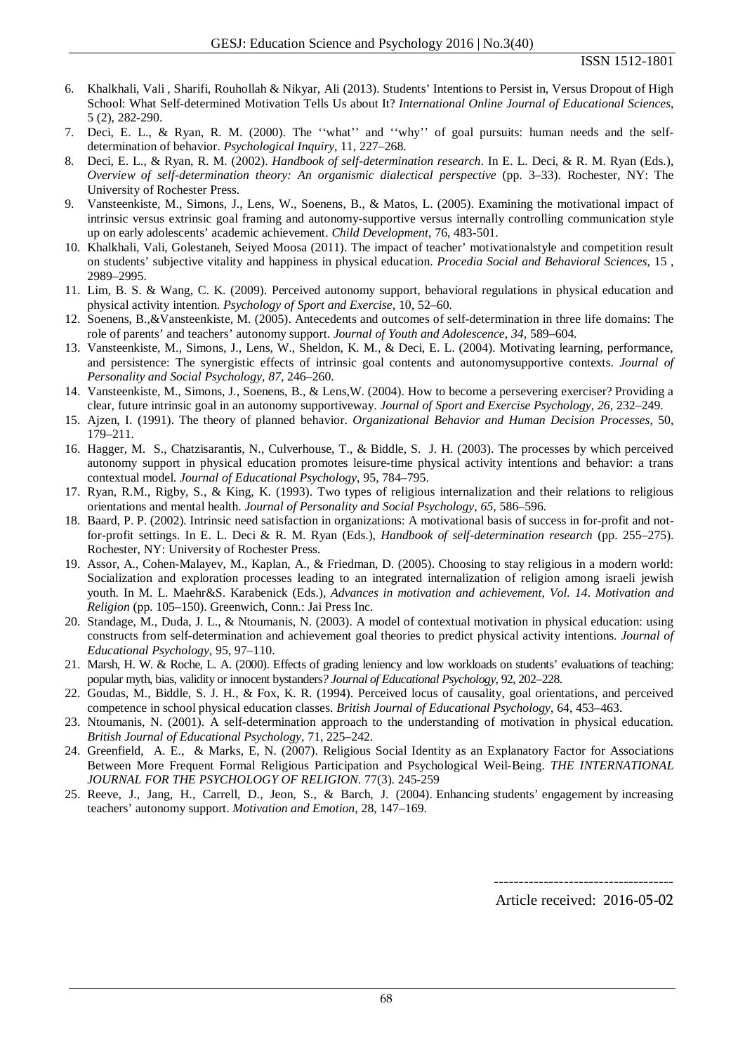6. Khalkhali, Vali , Sharifi, Rouhollah & Nikyar, Ali (2013). Students' Intentions to Persist in, Versus Dropout of High School: What Self-determined Motivation Tells Us about It? *International Online Journal of Educational Sciences*, 5 (2), 282-290.
7. Deci, E. L., & Ryan, R. M. (2000). The ''what'' and ''why'' of goal pursuits: human needs and the self-determination of behavior. *Psychological Inquiry*, 11, 227–268.
8. Deci, E. L., & Ryan, R. M. (2002). *Handbook of self-determination research*. In E. L. Deci, & R. M. Ryan (Eds.), *Overview of self-determination theory: An organismic dialectical perspective* (pp. 3–33). Rochester, NY: The University of Rochester Press.
9. Vansteenkiste, M., Simons, J., Lens, W., Soenens, B., & Matos, L. (2005). Examining the motivational impact of intrinsic versus extrinsic goal framing and autonomy-supportive versus internally controlling communication style up on early adolescents' academic achievement. *Child Development*, 76, 483-501.
10. Khalkhali, Vali, Golestaneh, Seiyed Moosa (2011). The impact of teacher' motivationalstyle and competition result on students' subjective vitality and happiness in physical education. *Procedia Social and Behavioral Sciences*, 15 , 2989–2995.
11. Lim, B. S. & Wang, C. K. (2009). Perceived autonomy support, behavioral regulations in physical education and physical activity intention. *Psychology of Sport and Exercise*, 10, 52–60.
12. Soenens, B.,&Vansteenkiste, M. (2005). Antecedents and outcomes of self-determination in three life domains: The role of parents' and teachers' autonomy support. *Journal of Youth and Adolescence*, *34*, 589–604.
13. Vansteenkiste, M., Simons, J., Lens, W., Sheldon, K. M., & Deci, E. L. (2004). Motivating learning, performance, and persistence: The synergistic effects of intrinsic goal contents and autonomysupportive contexts. *Journal of Personality and Social Psychology*, *87*, 246–260.
14. Vansteenkiste, M., Simons, J., Soenens, B., & Lens,W. (2004). How to become a persevering exerciser? Providing a clear, future intrinsic goal in an autonomy supportiveway. *Journal of Sport and Exercise Psychology*, *26*, 232–249.
15. Ajzen, I. (1991). The theory of planned behavior. *Organizational Behavior and Human Decision Processes*, 50, 179–211.
16. Hagger, M. S., Chatzisarantis, N., Culverhouse, T., & Biddle, S. J. H. (2003). The processes by which perceived autonomy support in physical education promotes leisure-time physical activity intentions and behavior: a trans contextual model. *Journal of Educational Psychology*, 95, 784–795.
17. Ryan, R.M., Rigby, S., & King, K. (1993). Two types of religious internalization and their relations to religious orientations and mental health. *Journal of Personality and Social Psychology*, *65*, 586–596.
18. Baard, P. P. (2002). Intrinsic need satisfaction in organizations: A motivational basis of success in for-profit and not-for-profit settings. In E. L. Deci & R. M. Ryan (Eds.), *Handbook of self-determination research* (pp. 255–275). Rochester, NY: University of Rochester Press.
19. Assor, A., Cohen-Malayev, M., Kaplan, A., & Friedman, D. (2005). Choosing to stay religious in a modern world: Socialization and exploration processes leading to an integrated internalization of religion among israeli jewish youth. In M. L. Maehr&S. Karabenick (Eds.), *Advances in motivation and achievement, Vol. 14*. *Motivation and Religion* (pp. 105–150). Greenwich, Conn.: Jai Press Inc.
20. Standage, M., Duda, J. L., & Ntoumanis, N. (2003). A model of contextual motivation in physical education: using constructs from self-determination and achievement goal theories to predict physical activity intentions. *Journal of Educational Psychology*, 95, 97–110.
21. Marsh, H. W. & Roche, L. A. (2000). Effects of grading leniency and low workloads on students' evaluations of teaching: popular myth, bias, validity or innocent bystanders? *Journal of Educational Psychology*, 92, 202–228.
22. Goudas, M., Biddle, S. J. H., & Fox, K. R. (1994). Perceived locus of causality, goal orientations, and perceived competence in school physical education classes. *British Journal of Educational Psychology*, 64, 453–463.
23. Ntoumanis, N. (2001). A self-determination approach to the understanding of motivation in physical education. *British Journal of Educational Psychology*, 71, 225–242.
24. Greenfield, A. E., & Marks, E, N. (2007). Religious Social Identity as an Explanatory Factor for Associations Between More Frequent Formal Religious Participation and Psychological Weil-Being. *THE INTERNATIONAL JOURNAL FOR THE PSYCHOLOGY OF RELIGION*. 77(3). 245-259
25. Reeve, J., Jang, H., Carrell, D., Jeon, S., & Barch, J. (2004). Enhancing students' engagement by increasing teachers' autonomy support. *Motivation and Emotion*, 28, 147–169.

------------------------------------

Article received: 2016-05-02